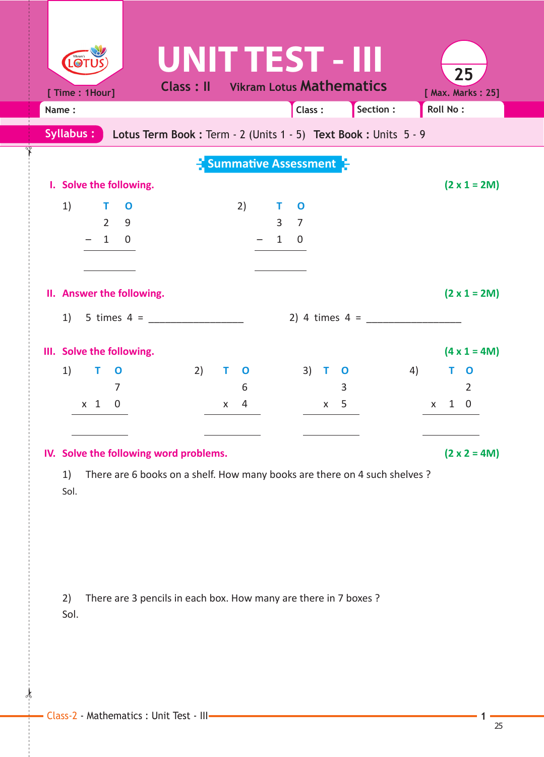# UNIT TEST - III

Class : II Vikram Lotus **Mathematics**

[ Time : 1Hour] [ Max. Marks : 25]

25

Name : Class : Section : Roll No :

**Syllabus :** **Lotus Term Book :** Term - 2 (Units 1 - 5) **Text Book :** Units 5 - 9

## Summative Assessment

### I. Solve the following. (2 x 1 = 2M)

1)

| | T | O |
|---|---|---|
| | 2 | 9 |
| – | 1 | 0 |
| | | |

2)

| | T | O |
|---|---|---|
| | 3 | 7 |
| – | 1 | 0 |
| | | |

### II. Answer the following. (2 x 1 = 2M)

1) 5 times 4 = _________________

2) 4 times 4 = _________________

### III. Solve the following. (4 x 1 = 4M)

1)

| | T | O |
|---|---|---|
| | | 7 |
| x | 1 | 0 |
| | | |

2)

| | T | O |
|---|---|---|
| | | 6 |
| x | | 4 |
| | | |

3)

| | T | O |
|---|---|---|
| | | 3 |
| x | | 5 |
| | | |

4)

| | T | O |
|---|---|---|
| | | 2 |
| x | 1 | 0 |
| | | |

### IV. Solve the following word problems. (2 x 2 = 4M)

1) There are 6 books on a shelf. How many books are there on 4 such shelves ?

Sol.

2) There are 3 pencils in each box. How many are there in 7 boxes ?

Sol.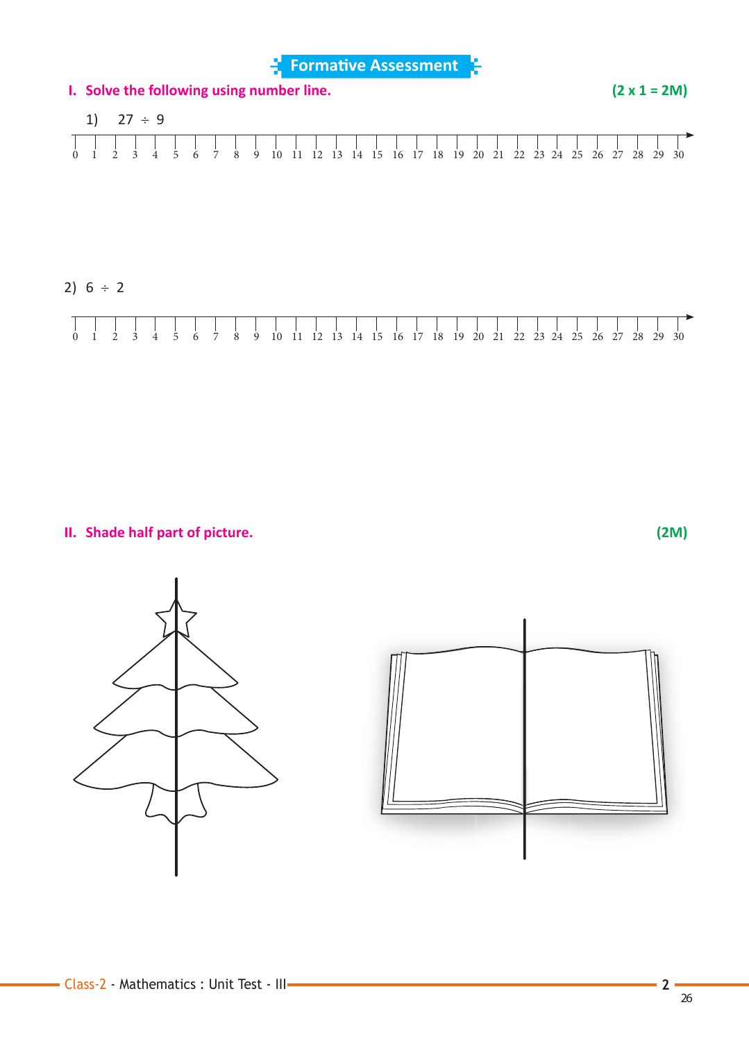## Formative Assessment

**I. Solve the following using number line.** **(2 x 1 = 2M)**

1) 27 ÷ 9

0 1 2 3 4 5 6 7 8 9 10 11 12 13 14 15 16 17 18 19 20 21 22 23 24 25 26 27 28 29 30

2) 6 ÷ 2

0 1 2 3 4 5 6 7 8 9 10 11 12 13 14 15 16 17 18 19 20 21 22 23 24 25 26 27 28 29 30

**II. Shade half part of picture.** **(2M)**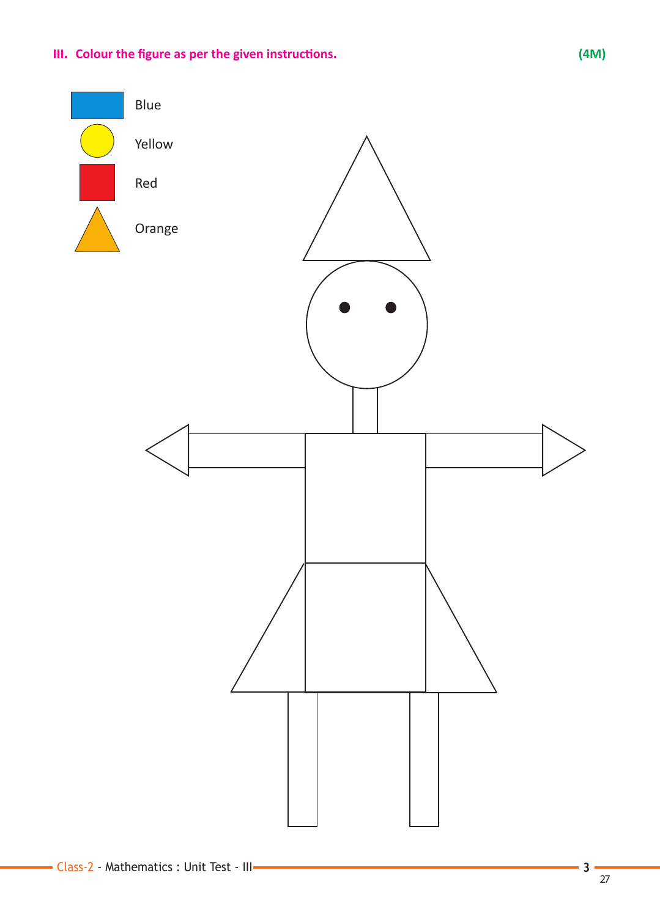**III. Colour the figure as per the given instructions.** **(4M)**

- Blue
- Yellow
- Red
- Orange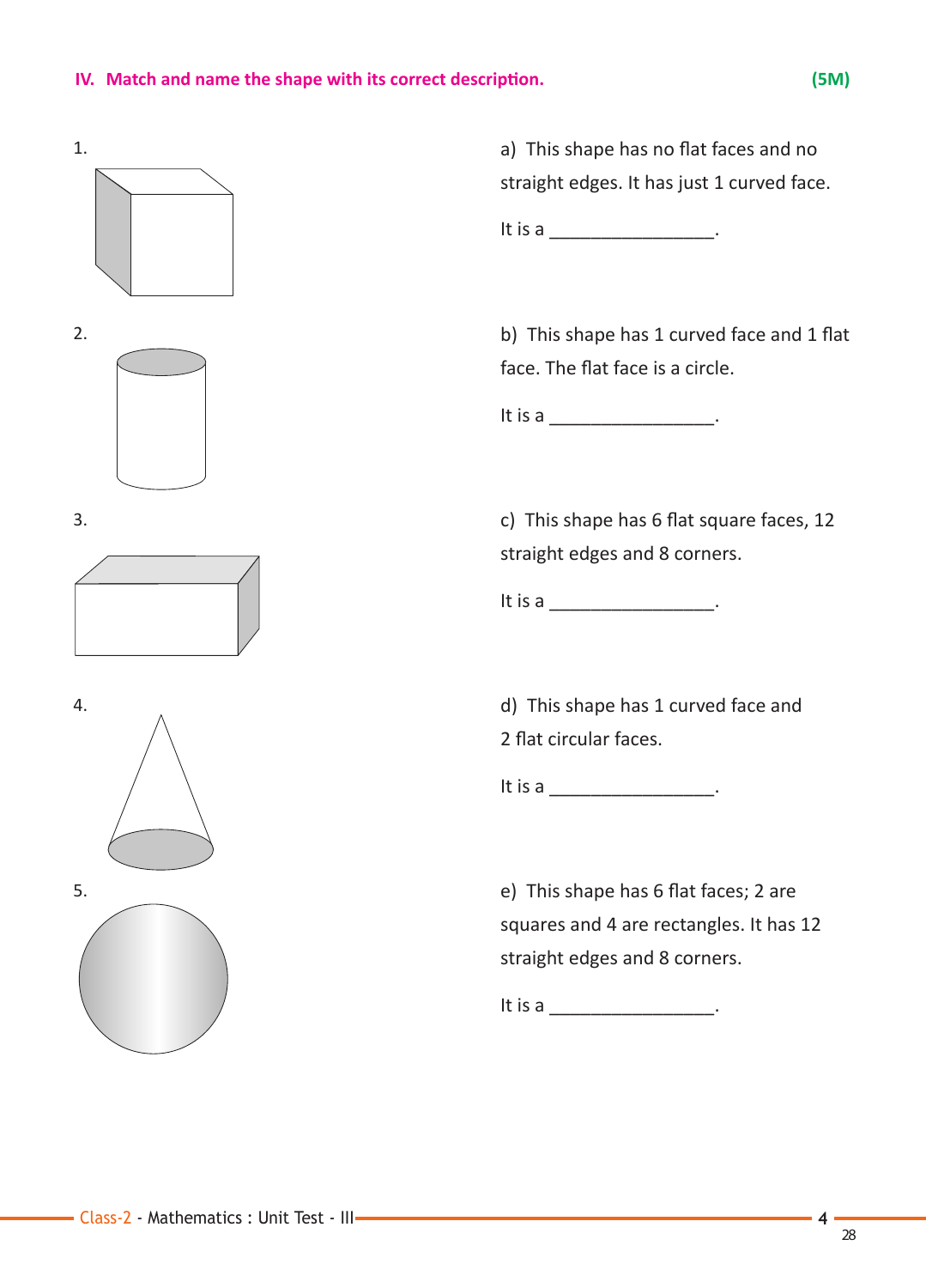**IV. Match and name the shape with its correct description.** **(5M)**

1.

2.

3.

4.

5.

a) This shape has no flat faces and no straight edges. It has just 1 curved face.

It is a ________________.

b) This shape has 1 curved face and 1 flat face. The flat face is a circle.

It is a ________________.

c) This shape has 6 flat square faces, 12 straight edges and 8 corners.

It is a ________________.

d) This shape has 1 curved face and 2 flat circular faces.

It is a ________________.

e) This shape has 6 flat faces; 2 are squares and 4 are rectangles. It has 12 straight edges and 8 corners.

It is a ________________.